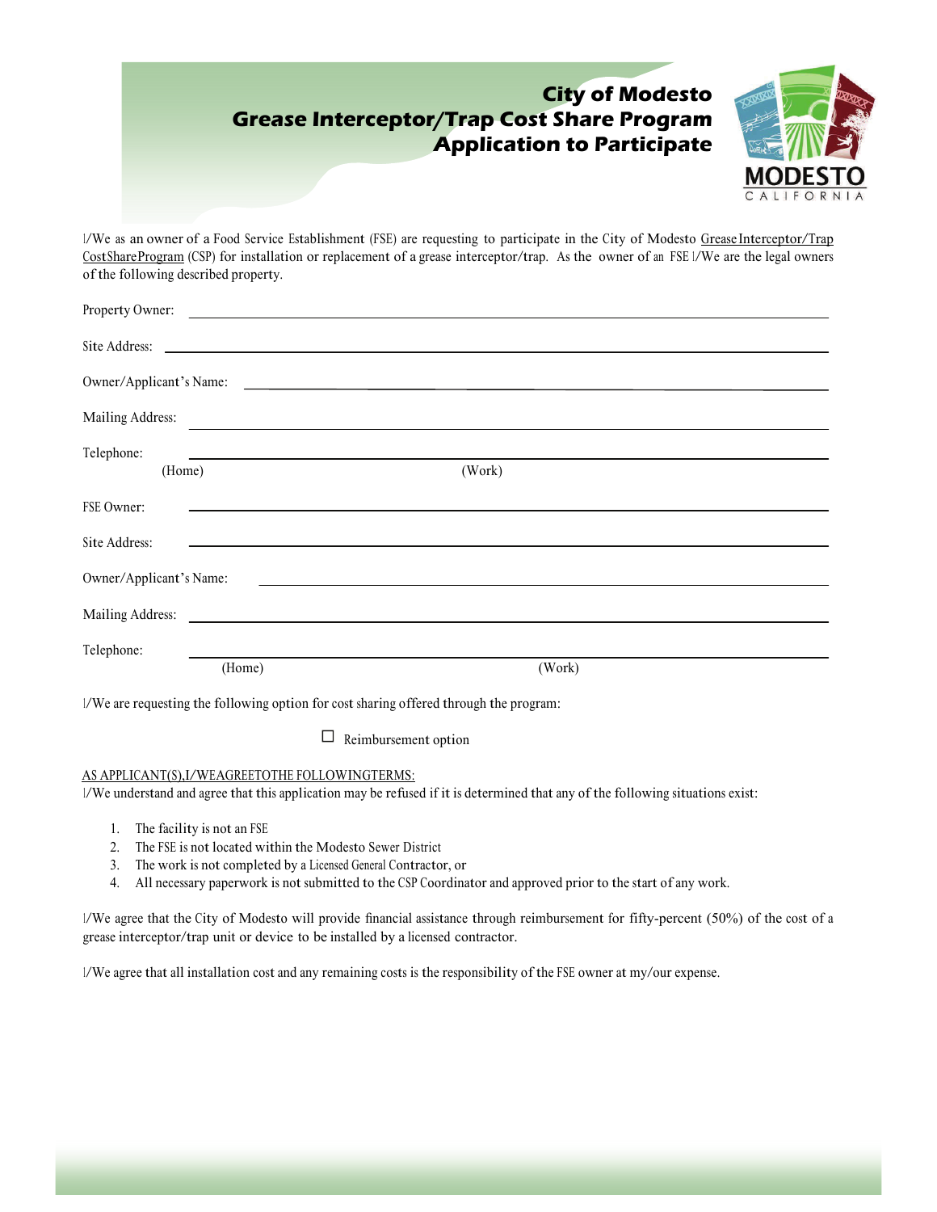# City of Modesto
# Grease Interceptor/Trap Cost Share Program
# Application to Participate

MODESTO
CALIFORNIA

I/We as an owner of a Food Service Establishment (FSE) are requesting to participate in the City of Modesto Grease Interceptor/Trap Cost Share Program (CSP) for installation or replacement of a grease interceptor/trap. As the owner of an FSE I/We are the legal owners of the following described property.

Property Owner: ______________________________________________

Site Address: ______________________________________________

Owner/Applicant's Name: ______________________________________________

Mailing Address: ______________________________________________

Telephone: ______________________________________________
(Home) (Work)

FSE Owner: ______________________________________________

Site Address: ______________________________________________

Owner/Applicant's Name: ______________________________________________

Mailing Address: ______________________________________________

Telephone: ______________________________________________
(Home) (Work)

I/We are requesting the following option for cost sharing offered through the program:

☐ Reimbursement option

AS APPLICANT(S), I/WE AGREE TO THE FOLLOWING TERMS:

I/We understand and agree that this application may be refused if it is determined that any of the following situations exist:

1. The facility is not an FSE
2. The FSE is not located within the Modesto Sewer District
3. The work is not completed by a Licensed General Contractor, or
4. All necessary paperwork is not submitted to the CSP Coordinator and approved prior to the start of any work.

I/We agree that the City of Modesto will provide financial assistance through reimbursement for fifty-percent (50%) of the cost of a grease interceptor/trap unit or device to be installed by a licensed contractor.

I/We agree that all installation cost and any remaining costs is the responsibility of the FSE owner at my/our expense.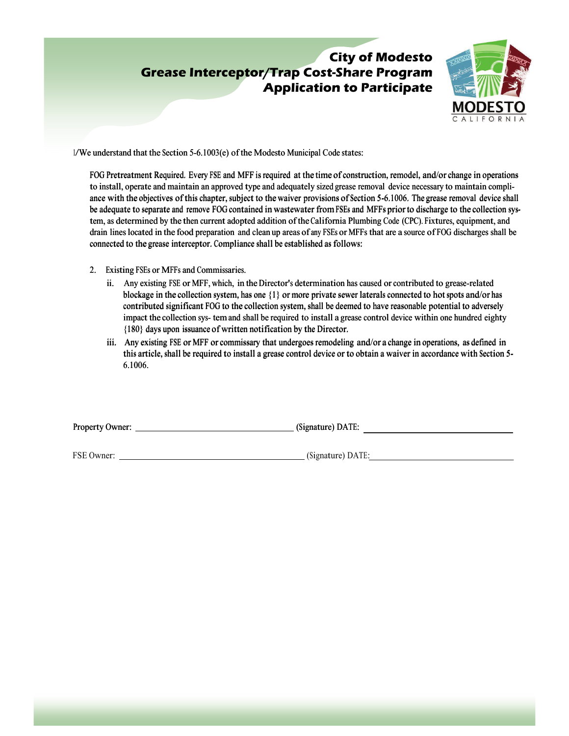# City of Modesto Grease Interceptor/Trap Cost-Share Program Application to Participate

I/We understand that the Section 5-6.1003(e) of the Modesto Municipal Code states:

> FOG Pretreatment Required. Every FSE and MFF is required at the time of construction, remodel, and/or change in operations to install, operate and maintain an approved type and adequately sized grease removal device necessary to maintain compliance with the objectives of this chapter, subject to the waiver provisions of Section 5-6.1006. The grease removal device shall be adequate to separate and remove FOG contained in wastewater from FSEs and MFFs prior to discharge to the collection system, as determined by the then current adopted addition of the California Plumbing Code (CPC). Fixtures, equipment, and drain lines located in the food preparation and clean up areas of any FSEs or MFFs that are a source of FOG discharges shall be connected to the grease interceptor. Compliance shall be established as follows:
>
> 2. Existing FSEs or MFFs and Commissaries.
>    - ii. Any existing FSE or MFF, which, in the Director's determination has caused or contributed to grease-related blockage in the collection system, has one {1} or more private sewer laterals connected to hot spots and/or has contributed significant FOG to the collection system, shall be deemed to have reasonable potential to adversely impact the collection sys- tem and shall be required to install a grease control device within one hundred eighty {180} days upon issuance of written notification by the Director.
>    - iii. Any existing FSE or MFF or commissary that undergoes remodeling and/or a change in operations, as defined in this article, shall be required to install a grease control device or to obtain a waiver in accordance with Section 5-6.1006.

Property Owner: ______________________________ (Signature) DATE: ______________________________

FSE Owner: ______________________________ (Signature) DATE: ______________________________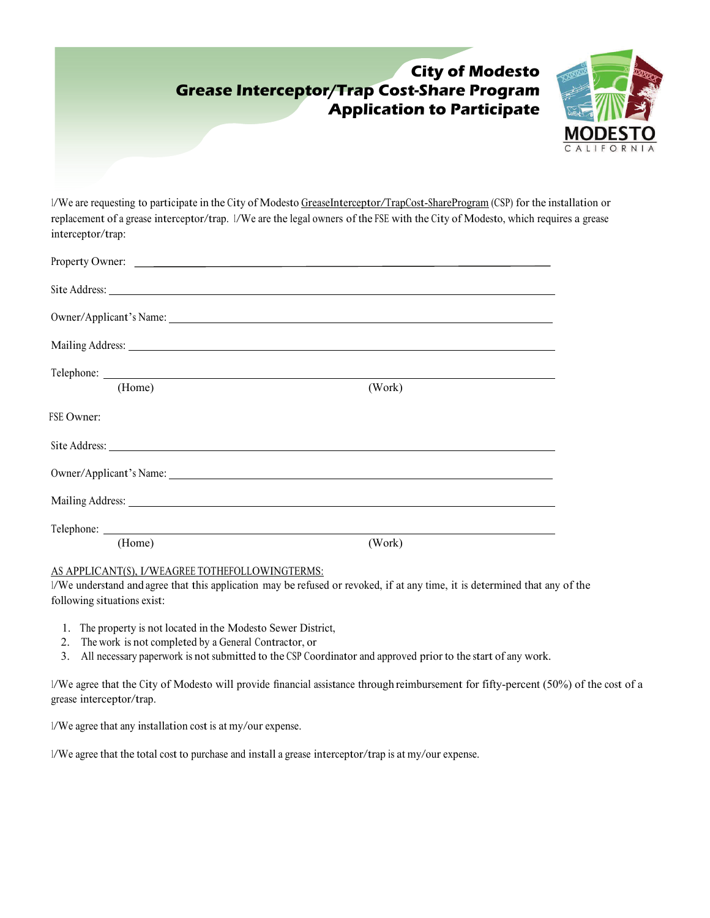# City of Modesto
## Grease Interceptor/Trap Cost-Share Program
## Application to Participate

MODESTO
CALIFORNIA

I/We are requesting to participate in the City of Modesto GreaseInterceptor/TrapCost-ShareProgram (CSP) for the installation or replacement of a grease interceptor/trap. I/We are the legal owners of the FSE with the City of Modesto, which requires a grease interceptor/trap:

Property Owner: ______________________________

Site Address: ______________________________

Owner/Applicant's Name: ______________________________

Mailing Address: ______________________________

Telephone: ______________________________
(Home) (Work)

FSE Owner:

Site Address: ______________________________

Owner/Applicant's Name: ______________________________

Mailing Address: ______________________________

Telephone: ______________________________
(Home) (Work)

AS APPLICANT(S), I/WEAGREE TOTHEFOLLOWINGTERMS:

I/We understand and agree that this application may be refused or revoked, if at any time, it is determined that any of the following situations exist:

1. The property is not located in the Modesto Sewer District,
2. The work is not completed by a General Contractor, or
3. All necessary paperwork is not submitted to the CSP Coordinator and approved prior to the start of any work.

I/We agree that the City of Modesto will provide financial assistance through reimbursement for fifty-percent (50%) of the cost of a grease interceptor/trap.

I/We agree that any installation cost is at my/our expense.

I/We agree that the total cost to purchase and install a grease interceptor/trap is at my/our expense.